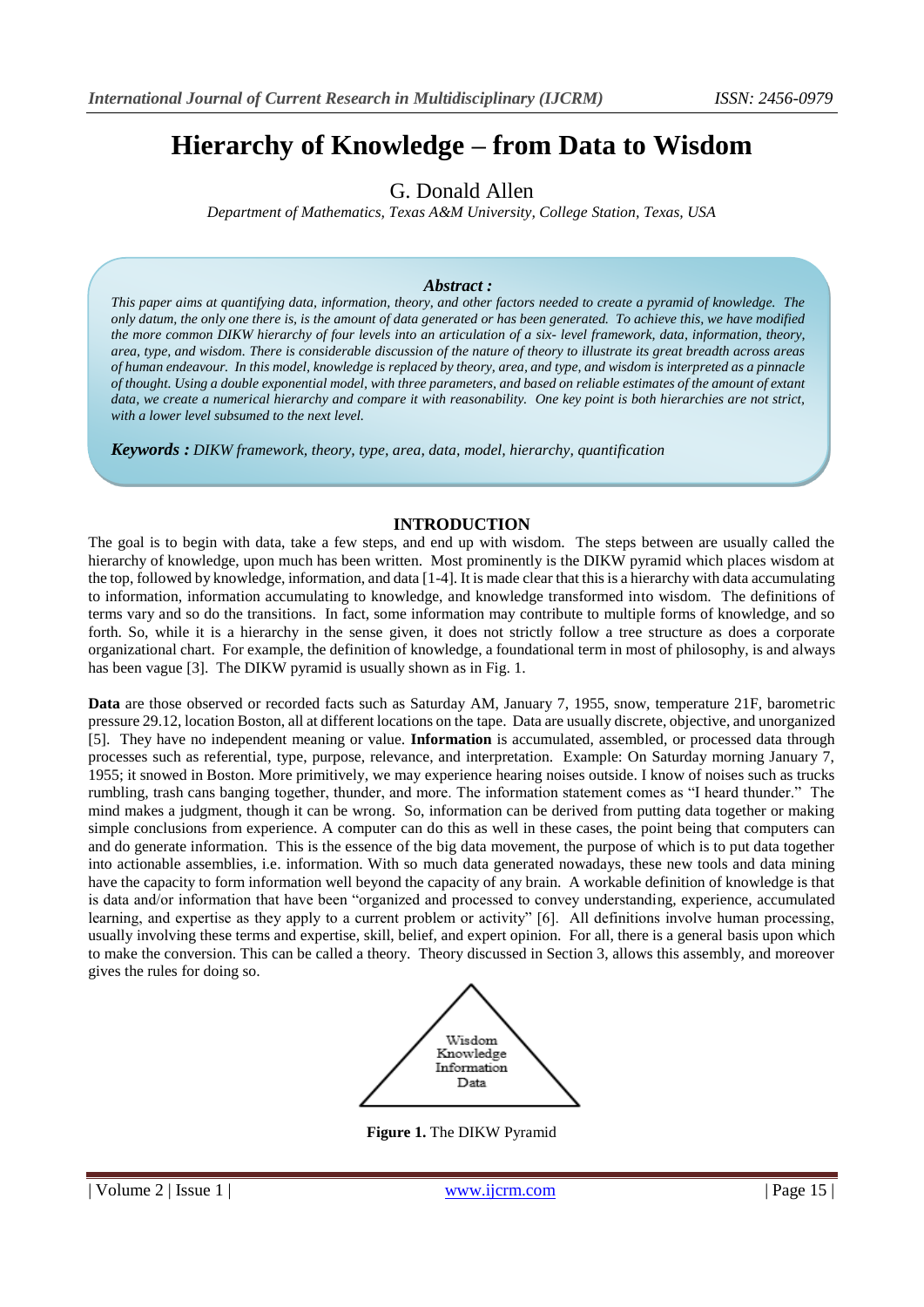# Hierarchy of Knowledge – from Data to Wisdom

G. Donald Allen

*Department of Mathematics, Texas A&M University, College Station, Texas, USA*

***Abstract :***

*This paper aims at quantifying data, information, theory, and other factors needed to create a pyramid of knowledge. The only datum, the only one there is, is the amount of data generated or has been generated. To achieve this, we have modified the more common DIKW hierarchy of four levels into an articulation of a six- level framework, data, information, theory, area, type, and wisdom. There is considerable discussion of the nature of theory to illustrate its great breadth across areas of human endeavour. In this model, knowledge is replaced by theory, area, and type, and wisdom is interpreted as a pinnacle of thought. Using a double exponential model, with three parameters, and based on reliable estimates of the amount of extant data, we create a numerical hierarchy and compare it with reasonability. One key point is both hierarchies are not strict, with a lower level subsumed to the next level.*

***Keywords :*** *DIKW framework, theory, type, area, data, model, hierarchy, quantification*

## INTRODUCTION

The goal is to begin with data, take a few steps, and end up with wisdom. The steps between are usually called the hierarchy of knowledge, upon much has been written. Most prominently is the DIKW pyramid which places wisdom at the top, followed by knowledge, information, and data [1-4]. It is made clear that this is a hierarchy with data accumulating to information, information accumulating to knowledge, and knowledge transformed into wisdom. The definitions of terms vary and so do the transitions. In fact, some information may contribute to multiple forms of knowledge, and so forth. So, while it is a hierarchy in the sense given, it does not strictly follow a tree structure as does a corporate organizational chart. For example, the definition of knowledge, a foundational term in most of philosophy, is and always has been vague [3]. The DIKW pyramid is usually shown as in Fig. 1.

**Data** are those observed or recorded facts such as Saturday AM, January 7, 1955, snow, temperature 21F, barometric pressure 29.12, location Boston, all at different locations on the tape. Data are usually discrete, objective, and unorganized [5]. They have no independent meaning or value. **Information** is accumulated, assembled, or processed data through processes such as referential, type, purpose, relevance, and interpretation. Example: On Saturday morning January 7, 1955; it snowed in Boston. More primitively, we may experience hearing noises outside. I know of noises such as trucks rumbling, trash cans banging together, thunder, and more. The information statement comes as "I heard thunder." The mind makes a judgment, though it can be wrong. So, information can be derived from putting data together or making simple conclusions from experience. A computer can do this as well in these cases, the point being that computers can and do generate information. This is the essence of the big data movement, the purpose of which is to put data together into actionable assemblies, i.e. information. With so much data generated nowadays, these new tools and data mining have the capacity to form information well beyond the capacity of any brain. A workable definition of knowledge is that is data and/or information that have been "organized and processed to convey understanding, experience, accumulated learning, and expertise as they apply to a current problem or activity" [6]. All definitions involve human processing, usually involving these terms and expertise, skill, belief, and expert opinion. For all, there is a general basis upon which to make the conversion. This can be called a theory. Theory discussed in Section 3, allows this assembly, and moreover gives the rules for doing so.

Wisdom
Knowledge
Information
Data

**Figure 1.** The DIKW Pyramid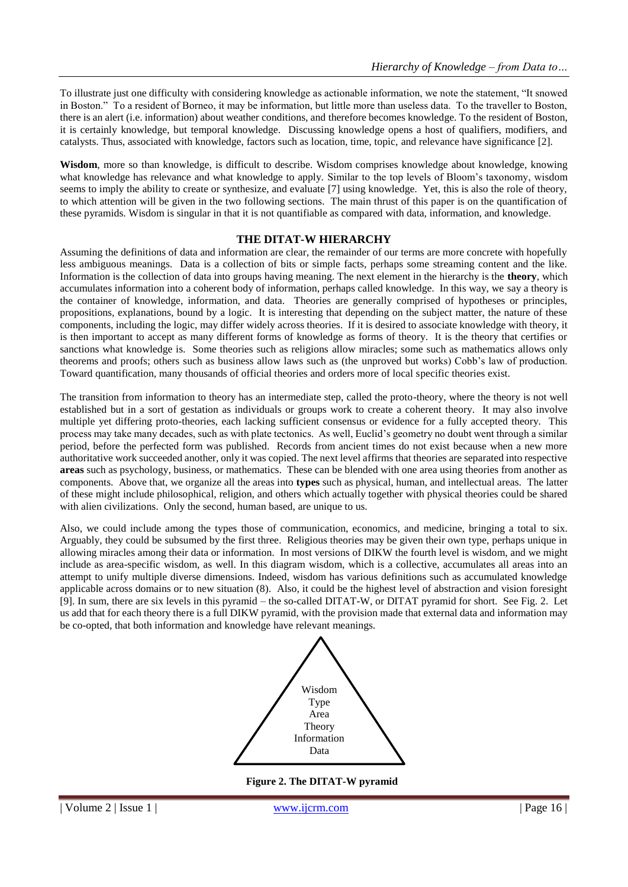To illustrate just one difficulty with considering knowledge as actionable information, we note the statement, "It snowed in Boston." To a resident of Borneo, it may be information, but little more than useless data. To the traveller to Boston, there is an alert (i.e. information) about weather conditions, and therefore becomes knowledge. To the resident of Boston, it is certainly knowledge, but temporal knowledge. Discussing knowledge opens a host of qualifiers, modifiers, and catalysts. Thus, associated with knowledge, factors such as location, time, topic, and relevance have significance [2].

**Wisdom**, more so than knowledge, is difficult to describe. Wisdom comprises knowledge about knowledge, knowing what knowledge has relevance and what knowledge to apply. Similar to the top levels of Bloom's taxonomy, wisdom seems to imply the ability to create or synthesize, and evaluate [7] using knowledge. Yet, this is also the role of theory, to which attention will be given in the two following sections. The main thrust of this paper is on the quantification of these pyramids. Wisdom is singular in that it is not quantifiable as compared with data, information, and knowledge.

## THE DITAT-W HIERARCHY

Assuming the definitions of data and information are clear, the remainder of our terms are more concrete with hopefully less ambiguous meanings. Data is a collection of bits or simple facts, perhaps some streaming content and the like. Information is the collection of data into groups having meaning. The next element in the hierarchy is the **theory**, which accumulates information into a coherent body of information, perhaps called knowledge. In this way, we say a theory is the container of knowledge, information, and data. Theories are generally comprised of hypotheses or principles, propositions, explanations, bound by a logic. It is interesting that depending on the subject matter, the nature of these components, including the logic, may differ widely across theories. If it is desired to associate knowledge with theory, it is then important to accept as many different forms of knowledge as forms of theory. It is the theory that certifies or sanctions what knowledge is. Some theories such as religions allow miracles; some such as mathematics allows only theorems and proofs; others such as business allow laws such as (the unproved but works) Cobb's law of production. Toward quantification, many thousands of official theories and orders more of local specific theories exist.

The transition from information to theory has an intermediate step, called the proto-theory, where the theory is not well established but in a sort of gestation as individuals or groups work to create a coherent theory. It may also involve multiple yet differing proto-theories, each lacking sufficient consensus or evidence for a fully accepted theory. This process may take many decades, such as with plate tectonics. As well, Euclid's geometry no doubt went through a similar period, before the perfected form was published. Records from ancient times do not exist because when a new more authoritative work succeeded another, only it was copied. The next level affirms that theories are separated into respective **areas** such as psychology, business, or mathematics. These can be blended with one area using theories from another as components. Above that, we organize all the areas into **types** such as physical, human, and intellectual areas. The latter of these might include philosophical, religion, and others which actually together with physical theories could be shared with alien civilizations. Only the second, human based, are unique to us.

Also, we could include among the types those of communication, economics, and medicine, bringing a total to six. Arguably, they could be subsumed by the first three. Religious theories may be given their own type, perhaps unique in allowing miracles among their data or information. In most versions of DIKW the fourth level is wisdom, and we might include as area-specific wisdom, as well. In this diagram wisdom, which is a collective, accumulates all areas into an attempt to unify multiple diverse dimensions. Indeed, wisdom has various definitions such as accumulated knowledge applicable across domains or to new situation (8). Also, it could be the highest level of abstraction and vision foresight [9]. In sum, there are six levels in this pyramid – the so-called DITAT-W, or DITAT pyramid for short. See Fig. 2. Let us add that for each theory there is a full DIKW pyramid, with the provision made that external data and information may be co-opted, that both information and knowledge have relevant meanings.

Wisdom
Type
Area
Theory
Information
Data

**Figure 2. The DITAT-W pyramid**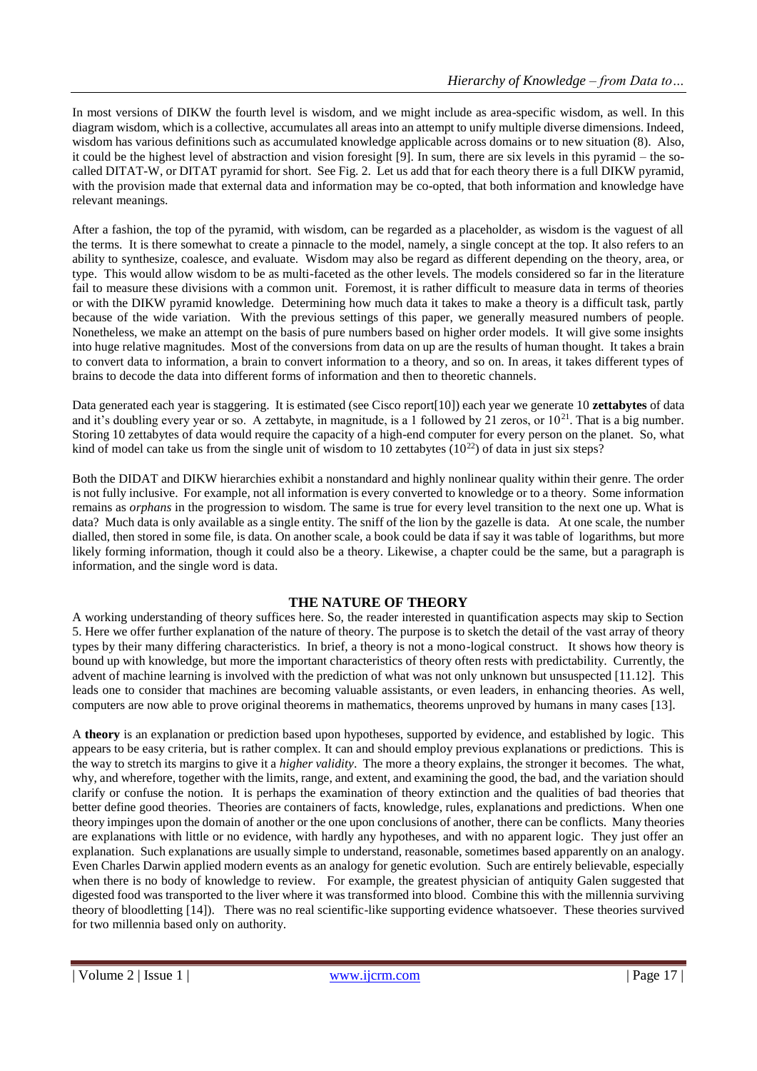In most versions of DIKW the fourth level is wisdom, and we might include as area-specific wisdom, as well. In this diagram wisdom, which is a collective, accumulates all areas into an attempt to unify multiple diverse dimensions. Indeed, wisdom has various definitions such as accumulated knowledge applicable across domains or to new situation (8). Also, it could be the highest level of abstraction and vision foresight [9]. In sum, there are six levels in this pyramid – the so-called DITAT-W, or DITAT pyramid for short. See Fig. 2. Let us add that for each theory there is a full DIKW pyramid, with the provision made that external data and information may be co-opted, that both information and knowledge have relevant meanings.

After a fashion, the top of the pyramid, with wisdom, can be regarded as a placeholder, as wisdom is the vaguest of all the terms. It is there somewhat to create a pinnacle to the model, namely, a single concept at the top. It also refers to an ability to synthesize, coalesce, and evaluate. Wisdom may also be regard as different depending on the theory, area, or type. This would allow wisdom to be as multi-faceted as the other levels. The models considered so far in the literature fail to measure these divisions with a common unit. Foremost, it is rather difficult to measure data in terms of theories or with the DIKW pyramid knowledge. Determining how much data it takes to make a theory is a difficult task, partly because of the wide variation. With the previous settings of this paper, we generally measured numbers of people. Nonetheless, we make an attempt on the basis of pure numbers based on higher order models. It will give some insights into huge relative magnitudes. Most of the conversions from data on up are the results of human thought. It takes a brain to convert data to information, a brain to convert information to a theory, and so on. In areas, it takes different types of brains to decode the data into different forms of information and then to theoretic channels.

Data generated each year is staggering. It is estimated (see Cisco report[10]) each year we generate 10 **zettabytes** of data and it's doubling every year or so. A zettabyte, in magnitude, is a 1 followed by 21 zeros, or $10^{21}$. That is a big number. Storing 10 zettabytes of data would require the capacity of a high-end computer for every person on the planet. So, what kind of model can take us from the single unit of wisdom to 10 zettabytes ($10^{22}$) of data in just six steps?

Both the DIDAT and DIKW hierarchies exhibit a nonstandard and highly nonlinear quality within their genre. The order is not fully inclusive. For example, not all information is every converted to knowledge or to a theory. Some information remains as *orphans* in the progression to wisdom. The same is true for every level transition to the next one up. What is data? Much data is only available as a single entity. The sniff of the lion by the gazelle is data. At one scale, the number dialled, then stored in some file, is data. On another scale, a book could be data if say it was table of logarithms, but more likely forming information, though it could also be a theory. Likewise, a chapter could be the same, but a paragraph is information, and the single word is data.

## THE NATURE OF THEORY

A working understanding of theory suffices here. So, the reader interested in quantification aspects may skip to Section 5. Here we offer further explanation of the nature of theory. The purpose is to sketch the detail of the vast array of theory types by their many differing characteristics. In brief, a theory is not a mono-logical construct. It shows how theory is bound up with knowledge, but more the important characteristics of theory often rests with predictability. Currently, the advent of machine learning is involved with the prediction of what was not only unknown but unsuspected [11.12]. This leads one to consider that machines are becoming valuable assistants, or even leaders, in enhancing theories. As well, computers are now able to prove original theorems in mathematics, theorems unproved by humans in many cases [13].

A **theory** is an explanation or prediction based upon hypotheses, supported by evidence, and established by logic. This appears to be easy criteria, but is rather complex. It can and should employ previous explanations or predictions. This is the way to stretch its margins to give it a *higher validity*. The more a theory explains, the stronger it becomes. The what, why, and wherefore, together with the limits, range, and extent, and examining the good, the bad, and the variation should clarify or confuse the notion. It is perhaps the examination of theory extinction and the qualities of bad theories that better define good theories. Theories are containers of facts, knowledge, rules, explanations and predictions. When one theory impinges upon the domain of another or the one upon conclusions of another, there can be conflicts. Many theories are explanations with little or no evidence, with hardly any hypotheses, and with no apparent logic. They just offer an explanation. Such explanations are usually simple to understand, reasonable, sometimes based apparently on an analogy. Even Charles Darwin applied modern events as an analogy for genetic evolution. Such are entirely believable, especially when there is no body of knowledge to review. For example, the greatest physician of antiquity Galen suggested that digested food was transported to the liver where it was transformed into blood. Combine this with the millennia surviving theory of bloodletting [14]). There was no real scientific-like supporting evidence whatsoever. These theories survived for two millennia based only on authority.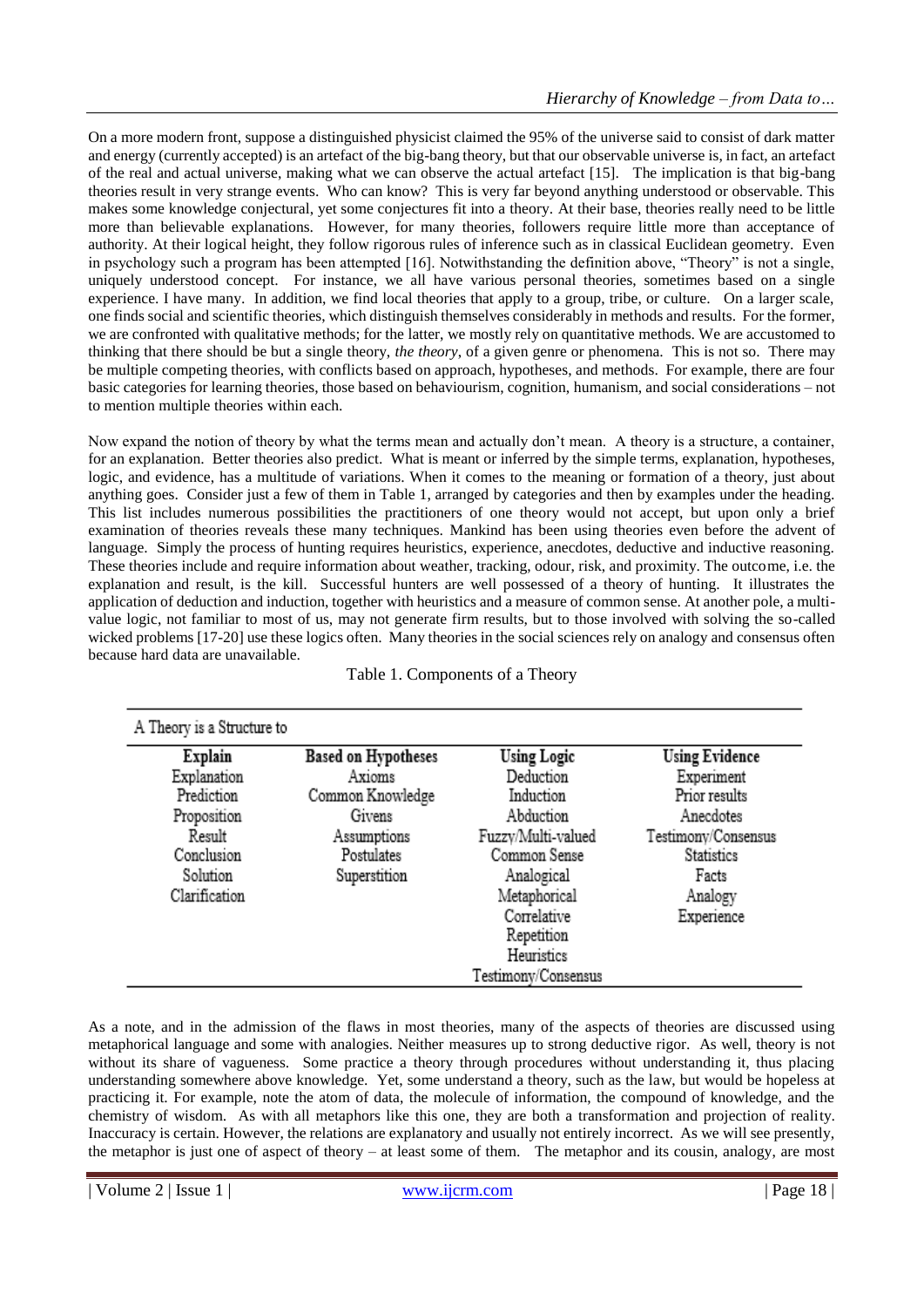On a more modern front, suppose a distinguished physicist claimed the 95% of the universe said to consist of dark matter and energy (currently accepted) is an artefact of the big-bang theory, but that our observable universe is, in fact, an artefact of the real and actual universe, making what we can observe the actual artefact [15]. The implication is that big-bang theories result in very strange events. Who can know? This is very far beyond anything understood or observable. This makes some knowledge conjectural, yet some conjectures fit into a theory. At their base, theories really need to be little more than believable explanations. However, for many theories, followers require little more than acceptance of authority. At their logical height, they follow rigorous rules of inference such as in classical Euclidean geometry. Even in psychology such a program has been attempted [16]. Notwithstanding the definition above, "Theory" is not a single, uniquely understood concept. For instance, we all have various personal theories, sometimes based on a single experience. I have many. In addition, we find local theories that apply to a group, tribe, or culture. On a larger scale, one finds social and scientific theories, which distinguish themselves considerably in methods and results. For the former, we are confronted with qualitative methods; for the latter, we mostly rely on quantitative methods. We are accustomed to thinking that there should be but a single theory, *the theory*, of a given genre or phenomena. This is not so. There may be multiple competing theories, with conflicts based on approach, hypotheses, and methods. For example, there are four basic categories for learning theories, those based on behaviourism, cognition, humanism, and social considerations – not to mention multiple theories within each.

Now expand the notion of theory by what the terms mean and actually don't mean. A theory is a structure, a container, for an explanation. Better theories also predict. What is meant or inferred by the simple terms, explanation, hypotheses, logic, and evidence, has a multitude of variations. When it comes to the meaning or formation of a theory, just about anything goes. Consider just a few of them in Table 1, arranged by categories and then by examples under the heading. This list includes numerous possibilities the practitioners of one theory would not accept, but upon only a brief examination of theories reveals these many techniques. Mankind has been using theories even before the advent of language. Simply the process of hunting requires heuristics, experience, anecdotes, deductive and inductive reasoning. These theories include and require information about weather, tracking, odour, risk, and proximity. The outcome, i.e. the explanation and result, is the kill. Successful hunters are well possessed of a theory of hunting. It illustrates the application of deduction and induction, together with heuristics and a measure of common sense. At another pole, a multi-value logic, not familiar to most of us, may not generate firm results, but to those involved with solving the so-called wicked problems [17-20] use these logics often. Many theories in the social sciences rely on analogy and consensus often because hard data are unavailable.

Table 1. Components of a Theory

| A Theory is a Structure to | | | |
|---|---|---|---|
| **Explain** | **Based on Hypotheses** | **Using Logic** | **Using Evidence** |
| Explanation | Axioms | Deduction | Experiment |
| Prediction | Common Knowledge | Induction | Prior results |
| Proposition | Givens | Abduction | Anecdotes |
| Result | Assumptions | Fuzzy/Multi-valued | Testimony/Consensus |
| Conclusion | Postulates | Common Sense | Statistics |
| Solution | Superstition | Analogical | Facts |
| Clarification | | Metaphorical | Analogy |
| | | Correlative | Experience |
| | | Repetition | |
| | | Heuristics | |
| | | Testimony/Consensus | |

As a note, and in the admission of the flaws in most theories, many of the aspects of theories are discussed using metaphorical language and some with analogies. Neither measures up to strong deductive rigor. As well, theory is not without its share of vagueness. Some practice a theory through procedures without understanding it, thus placing understanding somewhere above knowledge. Yet, some understand a theory, such as the law, but would be hopeless at practicing it. For example, note the atom of data, the molecule of information, the compound of knowledge, and the chemistry of wisdom. As with all metaphors like this one, they are both a transformation and projection of reality. Inaccuracy is certain. However, the relations are explanatory and usually not entirely incorrect. As we will see presently, the metaphor is just one of aspect of theory – at least some of them. The metaphor and its cousin, analogy, are most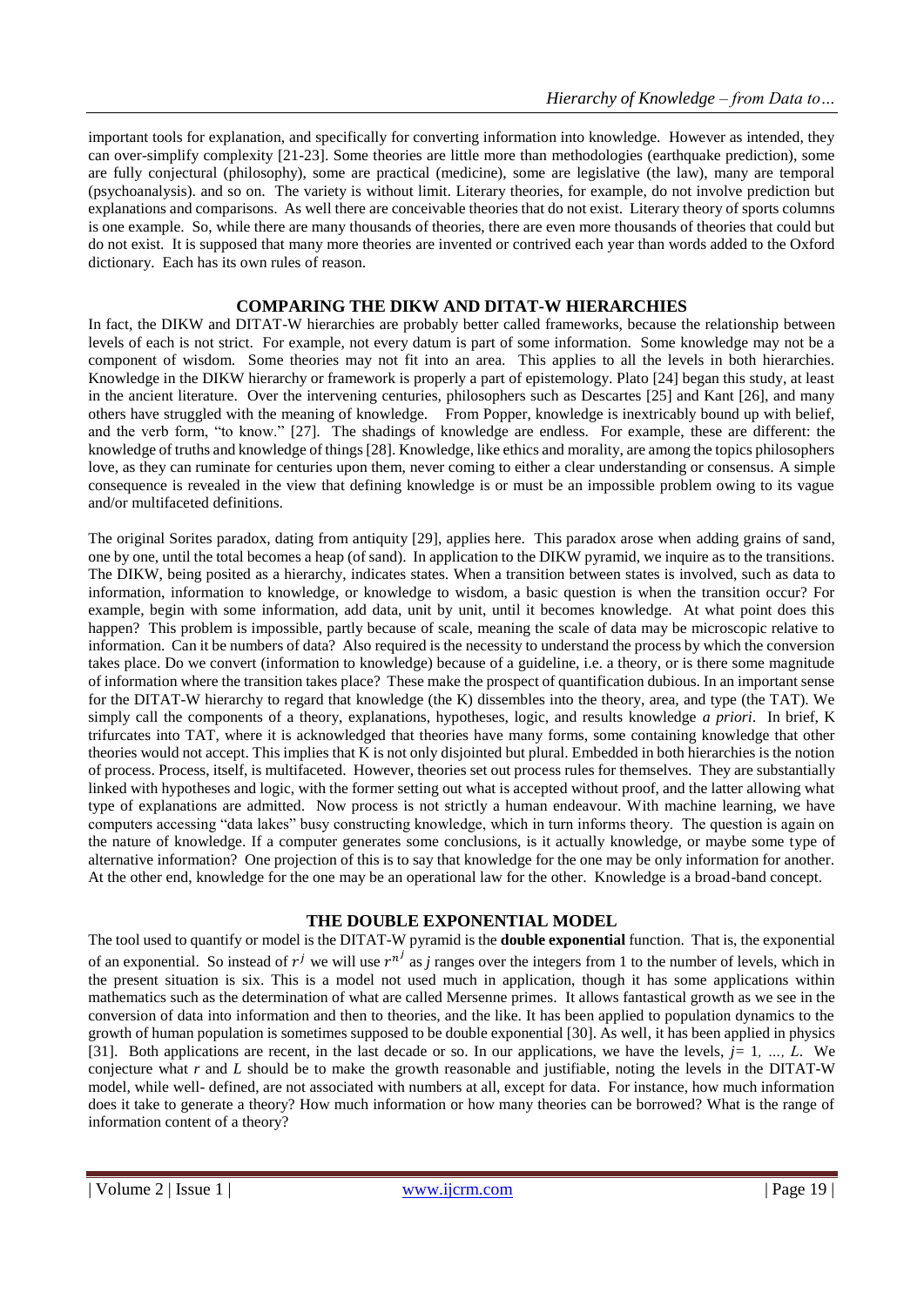important tools for explanation, and specifically for converting information into knowledge. However as intended, they can over-simplify complexity [21-23]. Some theories are little more than methodologies (earthquake prediction), some are fully conjectural (philosophy), some are practical (medicine), some are legislative (the law), many are temporal (psychoanalysis). and so on. The variety is without limit. Literary theories, for example, do not involve prediction but explanations and comparisons. As well there are conceivable theories that do not exist. Literary theory of sports columns is one example. So, while there are many thousands of theories, there are even more thousands of theories that could but do not exist. It is supposed that many more theories are invented or contrived each year than words added to the Oxford dictionary. Each has its own rules of reason.

## COMPARING THE DIKW AND DITAT-W HIERARCHIES

In fact, the DIKW and DITAT-W hierarchies are probably better called frameworks, because the relationship between levels of each is not strict. For example, not every datum is part of some information. Some knowledge may not be a component of wisdom. Some theories may not fit into an area. This applies to all the levels in both hierarchies. Knowledge in the DIKW hierarchy or framework is properly a part of epistemology. Plato [24] began this study, at least in the ancient literature. Over the intervening centuries, philosophers such as Descartes [25] and Kant [26], and many others have struggled with the meaning of knowledge. From Popper, knowledge is inextricably bound up with belief, and the verb form, "to know." [27]. The shadings of knowledge are endless. For example, these are different: the knowledge of truths and knowledge of things [28]. Knowledge, like ethics and morality, are among the topics philosophers love, as they can ruminate for centuries upon them, never coming to either a clear understanding or consensus. A simple consequence is revealed in the view that defining knowledge is or must be an impossible problem owing to its vague and/or multifaceted definitions.

The original Sorites paradox, dating from antiquity [29], applies here. This paradox arose when adding grains of sand, one by one, until the total becomes a heap (of sand). In application to the DIKW pyramid, we inquire as to the transitions. The DIKW, being posited as a hierarchy, indicates states. When a transition between states is involved, such as data to information, information to knowledge, or knowledge to wisdom, a basic question is when the transition occur? For example, begin with some information, add data, unit by unit, until it becomes knowledge. At what point does this happen? This problem is impossible, partly because of scale, meaning the scale of data may be microscopic relative to information. Can it be numbers of data? Also required is the necessity to understand the process by which the conversion takes place. Do we convert (information to knowledge) because of a guideline, i.e. a theory, or is there some magnitude of information where the transition takes place? These make the prospect of quantification dubious. In an important sense for the DITAT-W hierarchy to regard that knowledge (the K) dissembles into the theory, area, and type (the TAT). We simply call the components of a theory, explanations, hypotheses, logic, and results knowledge *a priori*. In brief, K trifurcates into TAT, where it is acknowledged that theories have many forms, some containing knowledge that other theories would not accept. This implies that K is not only disjointed but plural. Embedded in both hierarchies is the notion of process. Process, itself, is multifaceted. However, theories set out process rules for themselves. They are substantially linked with hypotheses and logic, with the former setting out what is accepted without proof, and the latter allowing what type of explanations are admitted. Now process is not strictly a human endeavour. With machine learning, we have computers accessing "data lakes" busy constructing knowledge, which in turn informs theory. The question is again on the nature of knowledge. If a computer generates some conclusions, is it actually knowledge, or maybe some type of alternative information? One projection of this is to say that knowledge for the one may be only information for another. At the other end, knowledge for the one may be an operational law for the other. Knowledge is a broad-band concept.

## THE DOUBLE EXPONENTIAL MODEL

The tool used to quantify or model is the DITAT-W pyramid is the **double exponential** function. That is, the exponential of an exponential. So instead of $r^j$ we will use $r^{n^j}$ as $j$ ranges over the integers from 1 to the number of levels, which in the present situation is six. This is a model not used much in application, though it has some applications within mathematics such as the determination of what are called Mersenne primes. It allows fantastical growth as we see in the conversion of data into information and then to theories, and the like. It has been applied to population dynamics to the growth of human population is sometimes supposed to be double exponential [30]. As well, it has been applied in physics [31]. Both applications are recent, in the last decade or so. In our applications, we have the levels, $j = 1, \ldots, L$. We conjecture what $r$ and $L$ should be to make the growth reasonable and justifiable, noting the levels in the DITAT-W model, while well- defined, are not associated with numbers at all, except for data. For instance, how much information does it take to generate a theory? How much information or how many theories can be borrowed? What is the range of information content of a theory?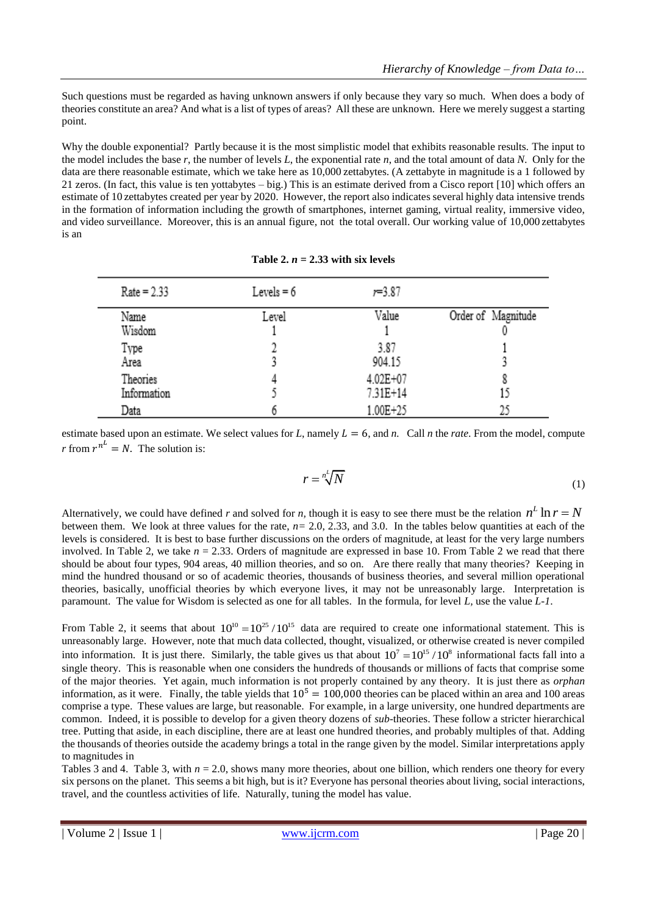Such questions must be regarded as having unknown answers if only because they vary so much. When does a body of theories constitute an area? And what is a list of types of areas? All these are unknown. Here we merely suggest a starting point.

Why the double exponential? Partly because it is the most simplistic model that exhibits reasonable results. The input to the model includes the base $r$, the number of levels $L$, the exponential rate $n$, and the total amount of data $N$. Only for the data are there reasonable estimate, which we take here as 10,000 zettabytes. (A zettabyte in magnitude is a 1 followed by 21 zeros. (In fact, this value is ten yottabytes – big.) This is an estimate derived from a Cisco report [10] which offers an estimate of 10 zettabytes created per year by 2020. However, the report also indicates several highly data intensive trends in the formation of information including the growth of smartphones, internet gaming, virtual reality, immersive video, and video surveillance. Moreover, this is an annual figure, not the total overall. Our working value of 10,000 zettabytes is an estimate based upon an estimate. We select values for $L$, namely $L = 6$, and $n$. Call $n$ the *rate*. From the model, compute $r$ from $r^{n^L} = N$. The solution is:

**Table 2. $n$ = 2.33 with six levels**

| Rate = 2.33 | Levels = 6 | r=3.87 | |
|---|---|---|---|
| Name | Level | Value | Order of Magnitude |
| Wisdom | 1 | 1 | 0 |
| Type | 2 | 3.87 | 1 |
| Area | 3 | 904.15 | 3 |
| Theories | 4 | 4.02E+07 | 8 |
| Information | 5 | 7.31E+14 | 15 |
| Data | 6 | 1.00E+25 | 25 |

$$r = \sqrt[n^L]{N} \tag{1}$$

Alternatively, we could have defined $r$ and solved for $n$, though it is easy to see there must be the relation $n^L \ln r = N$ between them. We look at three values for the rate, $n$= 2.0, 2.33, and 3.0. In the tables below quantities at each of the levels is considered. It is best to base further discussions on the orders of magnitude, at least for the very large numbers involved. In Table 2, we take $n$ = 2.33. Orders of magnitude are expressed in base 10. From Table 2 we read that there should be about four types, 904 areas, 40 million theories, and so on. Are there really that many theories? Keeping in mind the hundred thousand or so of academic theories, thousands of business theories, and several million operational theories, basically, unofficial theories by which everyone lives, it may not be unreasonably large. Interpretation is paramount. The value for Wisdom is selected as one for all tables. In the formula, for level $L$, use the value $L$-1.

From Table 2, it seems that about $10^{10} = 10^{25}/10^{15}$ data are required to create one informational statement. This is unreasonably large. However, note that much data collected, thought, visualized, or otherwise created is never compiled into information. It is just there. Similarly, the table gives us that about $10^7 = 10^{15}/10^8$ informational facts fall into a single theory. This is reasonable when one considers the hundreds of thousands or millions of facts that comprise some of the major theories. Yet again, much information is not properly contained by any theory. It is just there as *orphan* information, as it were. Finally, the table yields that $10^5 = 100{,}000$ theories can be placed within an area and 100 areas comprise a type. These values are large, but reasonable. For example, in a large university, one hundred departments are common. Indeed, it is possible to develop for a given theory dozens of *sub*-theories. These follow a stricter hierarchical tree. Putting that aside, in each discipline, there are at least one hundred theories, and probably multiples of that. Adding the thousands of theories outside the academy brings a total in the range given by the model. Similar interpretations apply to magnitudes in
Tables 3 and 4. Table 3, with $n$ = 2.0, shows many more theories, about one billion, which renders one theory for every six persons on the planet. This seems a bit high, but is it? Everyone has personal theories about living, social interactions, travel, and the countless activities of life. Naturally, tuning the model has value.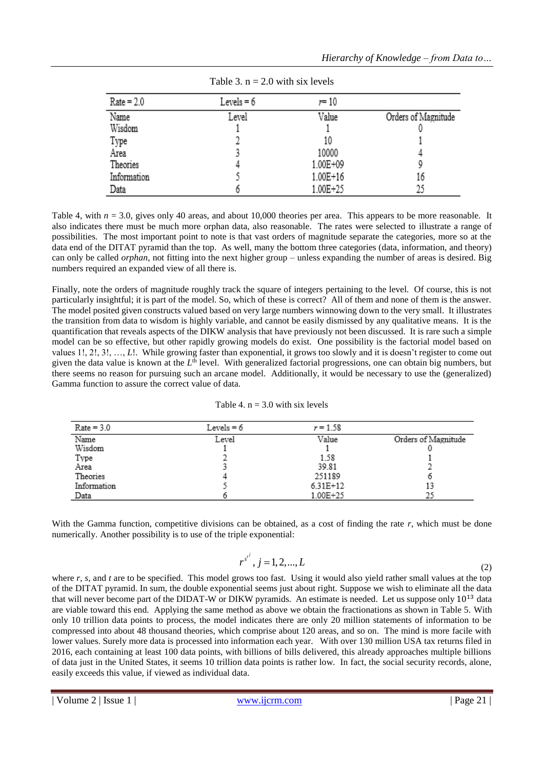Table 3. n = 2.0 with six levels

| Rate = 2.0 | Levels = 6 | $r$ = 10 | |
|---|---|---|---|
| Name | Level | Value | Orders of Magnitude |
| Wisdom | 1 | 1 | 0 |
| Type | 2 | 10 | 1 |
| Area | 3 | 10000 | 4 |
| Theories | 4 | 1.00E+09 | 9 |
| Information | 5 | 1.00E+16 | 16 |
| Data | 6 | 1.00E+25 | 25 |

Table 4, with $n = 3.0$, gives only 40 areas, and about 10,000 theories per area. This appears to be more reasonable. It also indicates there must be much more orphan data, also reasonable. The rates were selected to illustrate a range of possibilities. The most important point to note is that vast orders of magnitude separate the categories, more so at the data end of the DITAT pyramid than the top. As well, many the bottom three categories (data, information, and theory) can only be called *orphan*, not fitting into the next higher group – unless expanding the number of areas is desired. Big numbers required an expanded view of all there is.

Finally, note the orders of magnitude roughly track the square of integers pertaining to the level. Of course, this is not particularly insightful; it is part of the model. So, which of these is correct? All of them and none of them is the answer. The model posited given constructs valued based on very large numbers winnowing down to the very small. It illustrates the transition from data to wisdom is highly variable, and cannot be easily dismissed by any qualitative means. It is the quantification that reveals aspects of the DIKW analysis that have previously not been discussed. It is rare such a simple model can be so effective, but other rapidly growing models do exist. One possibility is the factorial model based on values 1!, 2!, 3!, …, $L$!. While growing faster than exponential, it grows too slowly and it is doesn't register to come out given the data value is known at the $L^{\text{th}}$ level. With generalized factorial progressions, one can obtain big numbers, but there seems no reason for pursuing such an arcane model. Additionally, it would be necessary to use the (generalized) Gamma function to assure the correct value of data.

Table 4. n = 3.0 with six levels

| Rate = 3.0 | Levels = 6 | $r$ = 1.58 | |
|---|---|---|---|
| Name | Level | Value | Orders of Magnitude |
| Wisdom | 1 | 1 | 0 |
| Type | 2 | 1.58 | 1 |
| Area | 3 | 39.81 | 2 |
| Theories | 4 | 251189 | 6 |
| Information | 5 | 6.31E+12 | 13 |
| Data | 6 | 1.00E+25 | 25 |

With the Gamma function, competitive divisions can be obtained, as a cost of finding the rate $r$, which must be done numerically. Another possibility is to use of the triple exponential:

$$r^{s^{t^j}},\ j = 1, 2, \ldots, L \tag{2}$$

where $r$, $s$, and $t$ are to be specified. This model grows too fast. Using it would also yield rather small values at the top of the DITAT pyramid. In sum, the double exponential seems just about right. Suppose we wish to eliminate all the data that will never become part of the DIDAT-W or DIKW pyramids. An estimate is needed. Let us suppose only $10^{13}$ data are viable toward this end. Applying the same method as above we obtain the fractionations as shown in Table 5. With only 10 trillion data points to process, the model indicates there are only 20 million statements of information to be compressed into about 48 thousand theories, which comprise about 120 areas, and so on. The mind is more facile with lower values. Surely more data is processed into information each year. With over 130 million USA tax returns filed in 2016, each containing at least 100 data points, with billions of bills delivered, this already approaches multiple billions of data just in the United States, it seems 10 trillion data points is rather low. In fact, the social security records, alone, easily exceeds this value, if viewed as individual data.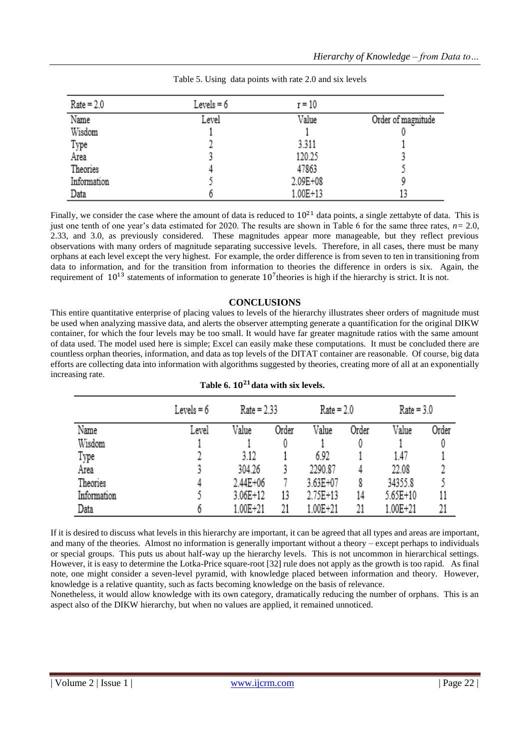Table 5. Using data points with rate 2.0 and six levels

| Rate = 2.0 | Levels = 6 | r = 10 | |
|---|---|---|---|
| Name | Level | Value | Order of magnitude |
| Wisdom | 1 | 1 | 0 |
| Type | 2 | 3.311 | 1 |
| Area | 3 | 120.25 | 3 |
| Theories | 4 | 47863 | 5 |
| Information | 5 | 2.09E+08 | 9 |
| Data | 6 | 1.00E+13 | 13 |

Finally, we consider the case where the amount of data is reduced to $10^{21}$ data points, a single zettabyte of data. This is just one tenth of one year's data estimated for 2020. The results are shown in Table 6 for the same three rates, $n$= 2.0, 2.33, and 3.0, as previously considered. These magnitudes appear more manageable, but they reflect previous observations with many orders of magnitude separating successive levels. Therefore, in all cases, there must be many orphans at each level except the very highest. For example, the order difference is from seven to ten in transitioning from data to information, and for the transition from information to theories the difference in orders is six. Again, the requirement of $10^{13}$ statements of information to generate $10^{7}$theories is high if the hierarchy is strict. It is not.

## CONCLUSIONS

This entire quantitative enterprise of placing values to levels of the hierarchy illustrates sheer orders of magnitude must be used when analyzing massive data, and alerts the observer attempting generate a quantification for the original DIKW container, for which the four levels may be too small. It would have far greater magnitude ratios with the same amount of data used. The model used here is simple; Excel can easily make these computations. It must be concluded there are countless orphan theories, information, and data as top levels of the DITAT container are reasonable. Of course, big data efforts are collecting data into information with algorithms suggested by theories, creating more of all at an exponentially increasing rate.

**Table 6. $10^{21}$ data with six levels.**

| | Levels = 6 | Rate = 2.33 | | Rate = 2.0 | | Rate = 3.0 | |
|---|---|---|---|---|---|---|---|
| Name | Level | Value | Order | Value | Order | Value | Order |
| Wisdom | 1 | 1 | 0 | 1 | 0 | 1 | 0 |
| Type | 2 | 3.12 | 1 | 6.92 | 1 | 1.47 | 1 |
| Area | 3 | 304.26 | 3 | 2290.87 | 4 | 22.08 | 2 |
| Theories | 4 | 2.44E+06 | 7 | 3.63E+07 | 8 | 34355.8 | 5 |
| Information | 5 | 3.06E+12 | 13 | 2.75E+13 | 14 | 5.65E+10 | 11 |
| Data | 6 | 1.00E+21 | 21 | 1.00E+21 | 21 | 1.00E+21 | 21 |

If it is desired to discuss what levels in this hierarchy are important, it can be agreed that all types and areas are important, and many of the theories. Almost no information is generally important without a theory – except perhaps to individuals or special groups. This puts us about half-way up the hierarchy levels. This is not uncommon in hierarchical settings. However, it is easy to determine the Lotka-Price square-root [32] rule does not apply as the growth is too rapid. As final note, one might consider a seven-level pyramid, with knowledge placed between information and theory. However, knowledge is a relative quantity, such as facts becoming knowledge on the basis of relevance.

Nonetheless, it would allow knowledge with its own category, dramatically reducing the number of orphans. This is an aspect also of the DIKW hierarchy, but when no values are applied, it remained unnoticed.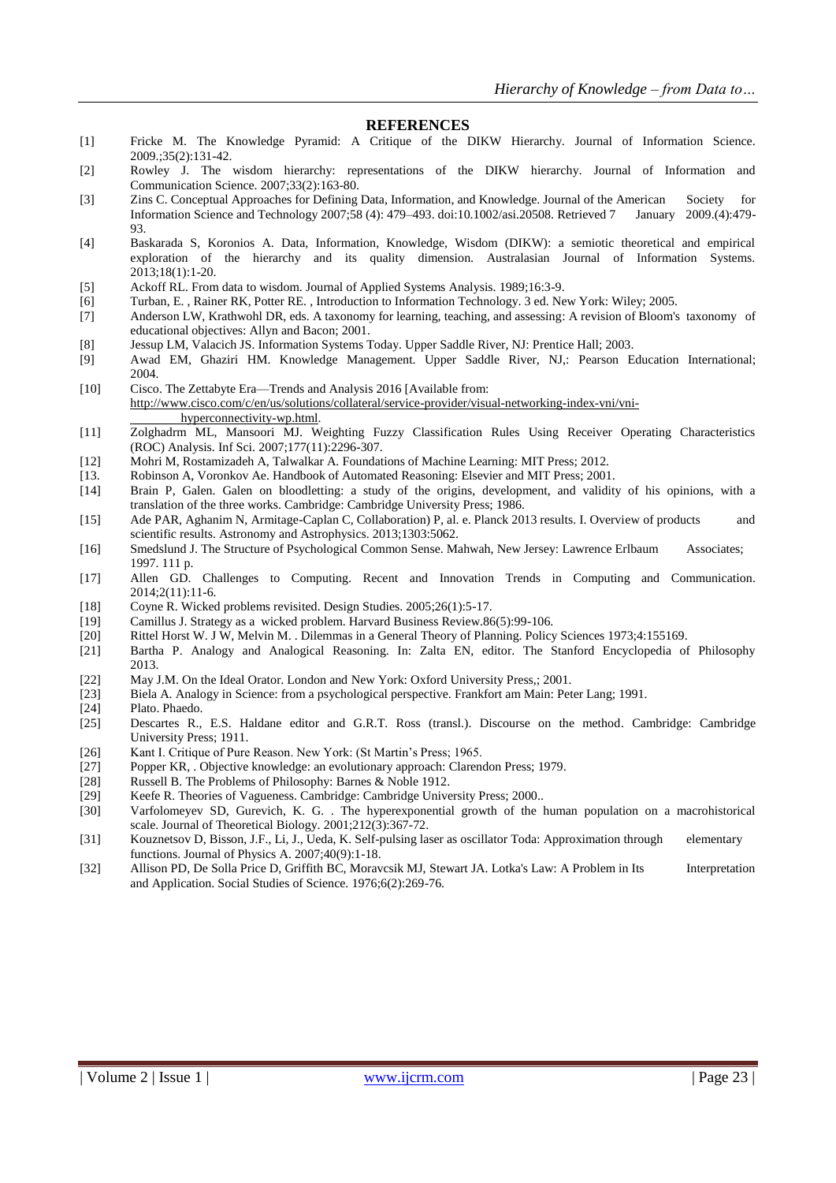## REFERENCES

[1] Fricke M. The Knowledge Pyramid: A Critique of the DIKW Hierarchy. Journal of Information Science. 2009.;35(2):131-42.

[2] Rowley J. The wisdom hierarchy: representations of the DIKW hierarchy. Journal of Information and Communication Science. 2007;33(2):163-80.

[3] Zins C. Conceptual Approaches for Defining Data, Information, and Knowledge. Journal of the American Society for Information Science and Technology 2007;58 (4): 479–493. doi:10.1002/asi.20508. Retrieved 7 January 2009.(4):479-93.

[4] Baskarada S, Koronios A. Data, Information, Knowledge, Wisdom (DIKW): a semiotic theoretical and empirical exploration of the hierarchy and its quality dimension. Australasian Journal of Information Systems. 2013;18(1):1-20.

[5] Ackoff RL. From data to wisdom. Journal of Applied Systems Analysis. 1989;16:3-9.

[6] Turban, E. , Rainer RK, Potter RE. , Introduction to Information Technology. 3 ed. New York: Wiley; 2005.

[7] Anderson LW, Krathwohl DR, eds. A taxonomy for learning, teaching, and assessing: A revision of Bloom's taxonomy of educational objectives: Allyn and Bacon; 2001.

[8] Jessup LM, Valacich JS. Information Systems Today. Upper Saddle River, NJ: Prentice Hall; 2003.

[9] Awad EM, Ghaziri HM. Knowledge Management. Upper Saddle River, NJ,: Pearson Education International; 2004.

[10] Cisco. The Zettabyte Era—Trends and Analysis 2016 [Available from: http://www.cisco.com/c/en/us/solutions/collateral/service-provider/visual-networking-index-vni/vni-hyperconnectivity-wp.html.

[11] Zolghadrm ML, Mansoori MJ. Weighting Fuzzy Classification Rules Using Receiver Operating Characteristics (ROC) Analysis. Inf Sci. 2007;177(11):2296-307.

[12] Mohri M, Rostamizadeh A, Talwalkar A. Foundations of Machine Learning: MIT Press; 2012.

[13. Robinson A, Voronkov Ae. Handbook of Automated Reasoning: Elsevier and MIT Press; 2001.

[14] Brain P, Galen. Galen on bloodletting: a study of the origins, development, and validity of his opinions, with a translation of the three works. Cambridge: Cambridge University Press; 1986.

[15] Ade PAR, Aghanim N, Armitage-Caplan C, Collaboration) P, al. e. Planck 2013 results. I. Overview of products and scientific results. Astronomy and Astrophysics. 2013;1303:5062.

[16] Smedslund J. The Structure of Psychological Common Sense. Mahwah, New Jersey: Lawrence Erlbaum Associates; 1997. 111 p.

[17] Allen GD. Challenges to Computing. Recent and Innovation Trends in Computing and Communication. 2014;2(11):11-6.

[18] Coyne R. Wicked problems revisited. Design Studies. 2005;26(1):5-17.

[19] Camillus J. Strategy as a wicked problem. Harvard Business Review.86(5):99-106.

[20] Rittel Horst W. J W, Melvin M. . Dilemmas in a General Theory of Planning. Policy Sciences 1973;4:155169.

[21] Bartha P. Analogy and Analogical Reasoning. In: Zalta EN, editor. The Stanford Encyclopedia of Philosophy 2013.

[22] May J.M. On the Ideal Orator. London and New York: Oxford University Press,; 2001.

[23] Biela A. Analogy in Science: from a psychological perspective. Frankfort am Main: Peter Lang; 1991.

[24] Plato. Phaedo.

[25] Descartes R., E.S. Haldane editor and G.R.T. Ross (transl.). Discourse on the method. Cambridge: Cambridge University Press; 1911.

[26] Kant I. Critique of Pure Reason. New York: (St Martin's Press; 1965.

[27] Popper KR, . Objective knowledge: an evolutionary approach: Clarendon Press; 1979.

[28] Russell B. The Problems of Philosophy: Barnes & Noble 1912.

[29] Keefe R. Theories of Vagueness. Cambridge: Cambridge University Press; 2000..

[30] Varfolomeyev SD, Gurevich, K. G. . The hyperexponential growth of the human population on a macrohistorical scale. Journal of Theoretical Biology. 2001;212(3):367-72.

[31] Kouznetsov D, Bisson, J.F., Li, J., Ueda, K. Self-pulsing laser as oscillator Toda: Approximation through elementary functions. Journal of Physics A. 2007;40(9):1-18.

[32] Allison PD, De Solla Price D, Griffith BC, Moravcsik MJ, Stewart JA. Lotka's Law: A Problem in Its Interpretation and Application. Social Studies of Science. 1976;6(2):269-76.